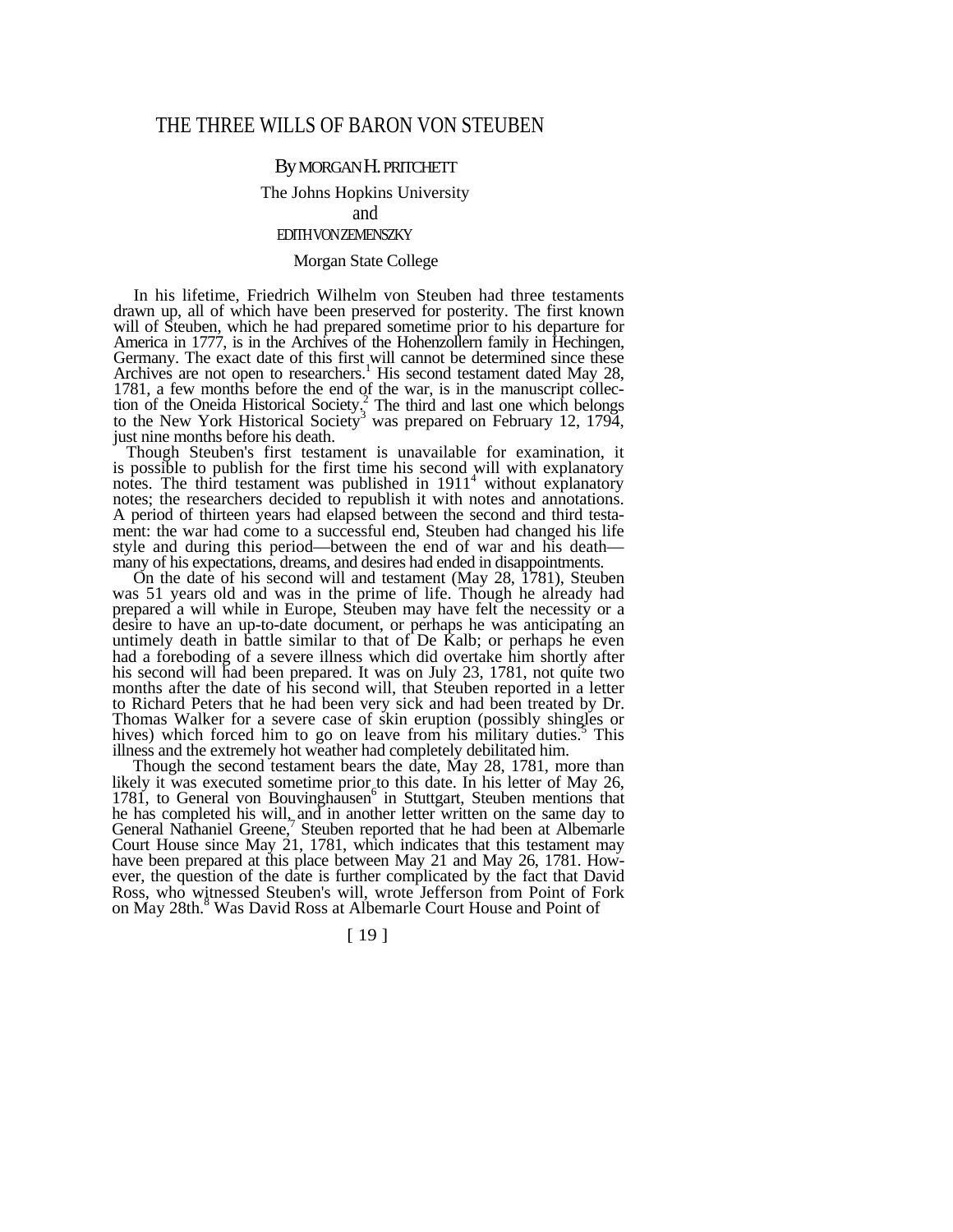# THE THREE WILLS OF BARON VON STEUBEN

By MORGAN H. PRITCHETT

The Johns Hopkins University

and

EDITH VON ZEMENSZKY

Morgan State College

In his lifetime, Friedrich Wilhelm von Steuben had three testaments drawn up, all of which have been preserved for posterity. The first known will of Steuben, which he had prepared sometime prior to his departure for America in 1777, is in the Archives of the Hohenzollern family in Hechingen, Germany. The exact date of this first will cannot be determined since these Archives are not open to researchers.[1] His second testament dated May 28, 1781, a few months before the end of the war, is in the manuscript collection of the Oneida Historical Society.[2] The third and last one which belongs to the New York Historical Society[3] was prepared on February 12, 1794, just nine months before his death.

Though Steuben's first testament is unavailable for examination, it is possible to publish for the first time his second will with explanatory notes. The third testament was published in 1911[4] without explanatory notes; the researchers decided to republish it with notes and annotations. A period of thirteen years had elapsed between the second and third testament: the war had come to a successful end, Steuben had changed his life style and during this period—between the end of war and his death—many of his expectations, dreams, and desires had ended in disappointments.

On the date of his second will and testament (May 28, 1781), Steuben was 51 years old and was in the prime of life. Though he already had prepared a will while in Europe, Steuben may have felt the necessity or a desire to have an up-to-date document, or perhaps he was anticipating an untimely death in battle similar to that of De Kalb; or perhaps he even had a foreboding of a severe illness which did overtake him shortly after his second will had been prepared. It was on July 23, 1781, not quite two months after the date of his second will, that Steuben reported in a letter to Richard Peters that he had been very sick and had been treated by Dr. Thomas Walker for a severe case of skin eruption (possibly shingles or hives) which forced him to go on leave from his military duties.[5] This illness and the extremely hot weather had completely debilitated him.

Though the second testament bears the date, May 28, 1781, more than likely it was executed sometime prior to this date. In his letter of May 26, 1781, to General von Bouvinghausen[6] in Stuttgart, Steuben mentions that he has completed his will, and in another letter written on the same day to General Nathaniel Greene,[7] Steuben reported that he had been at Albemarle Court House since May 21, 1781, which indicates that this testament may have been prepared at this place between May 21 and May 26, 1781. However, the question of the date is further complicated by the fact that David Ross, who witnessed Steuben's will, wrote Jefferson from Point of Fork on May 28th.[8] Was David Ross at Albemarle Court House and Point of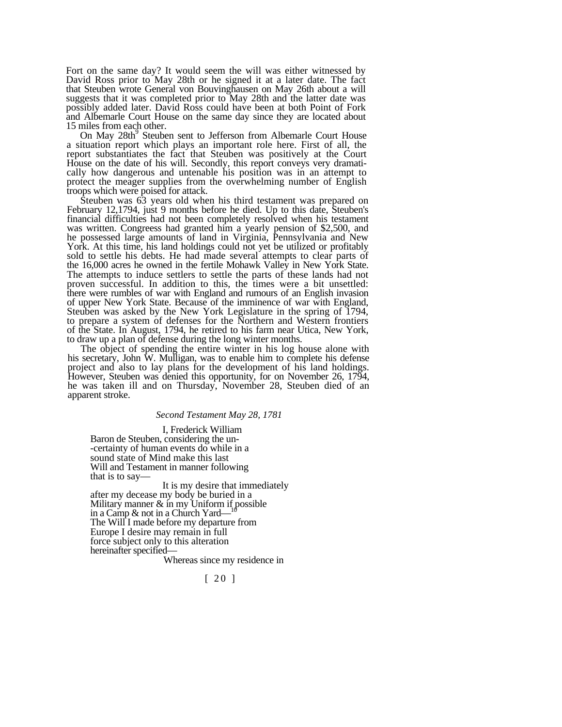Fort on the same day? It would seem the will was either witnessed by David Ross prior to May 28th or he signed it at a later date. The fact that Steuben wrote General von Bouvinghausen on May 26th about a will suggests that it was completed prior to May 28th and the latter date was possibly added later. David Ross could have been at both Point of Fork and Albemarle Court House on the same day since they are located about 15 miles from each other.

On May 28th[9] Steuben sent to Jefferson from Albemarle Court House a situation report which plays an important role here. First of all, the report substantiates the fact that Steuben was positively at the Court House on the date of his will. Secondly, this report conveys very dramatically how dangerous and untenable his position was in an attempt to protect the meager supplies from the overwhelming number of English troops which were poised for attack.

Steuben was 63 years old when his third testament was prepared on February 12,1794, just 9 months before he died. Up to this date, Steuben's financial difficulties had not been completely resolved when his testament was written. Congreess had granted him a yearly pension of $2,500, and he possessed large amounts of land in Virginia, Pennsylvania and New York. At this time, his land holdings could not yet be utilized or profitably sold to settle his debts. He had made several attempts to clear parts of the 16,000 acres he owned in the fertile Mohawk Valley in New York State. The attempts to induce settlers to settle the parts of these lands had not proven successful. In addition to this, the times were a bit unsettled: there were rumbles of war with England and rumours of an English invasion of upper New York State. Because of the imminence of war with England, Steuben was asked by the New York Legislature in the spring of 1794, to prepare a system of defenses for the Northern and Western frontiers of the State. In August, 1794, he retired to his farm near Utica, New York, to draw up a plan of defense during the long winter months.

The object of spending the entire winter in his log house alone with his secretary, John W. Mulligan, was to enable him to complete his defense project and also to lay plans for the development of his land holdings. However, Steuben was denied this opportunity, for on November 26, 1794, he was taken ill and on Thursday, November 28, Steuben died of an apparent stroke.

*Second Testament May 28, 1781*

I, Frederick William
Baron de Steuben, considering the un-
-certainty of human events do while in a
sound state of Mind make this last
Will and Testament in manner following
that is to say—

It is my desire that immediately
after my decease my body be buried in a
Military manner & in my Uniform if possible
in a Camp & not in a Church Yard—[10]
The Will I made before my departure from
Europe I desire may remain in full
force subject only to this alteration
hereinafter specified—

Whereas since my residence in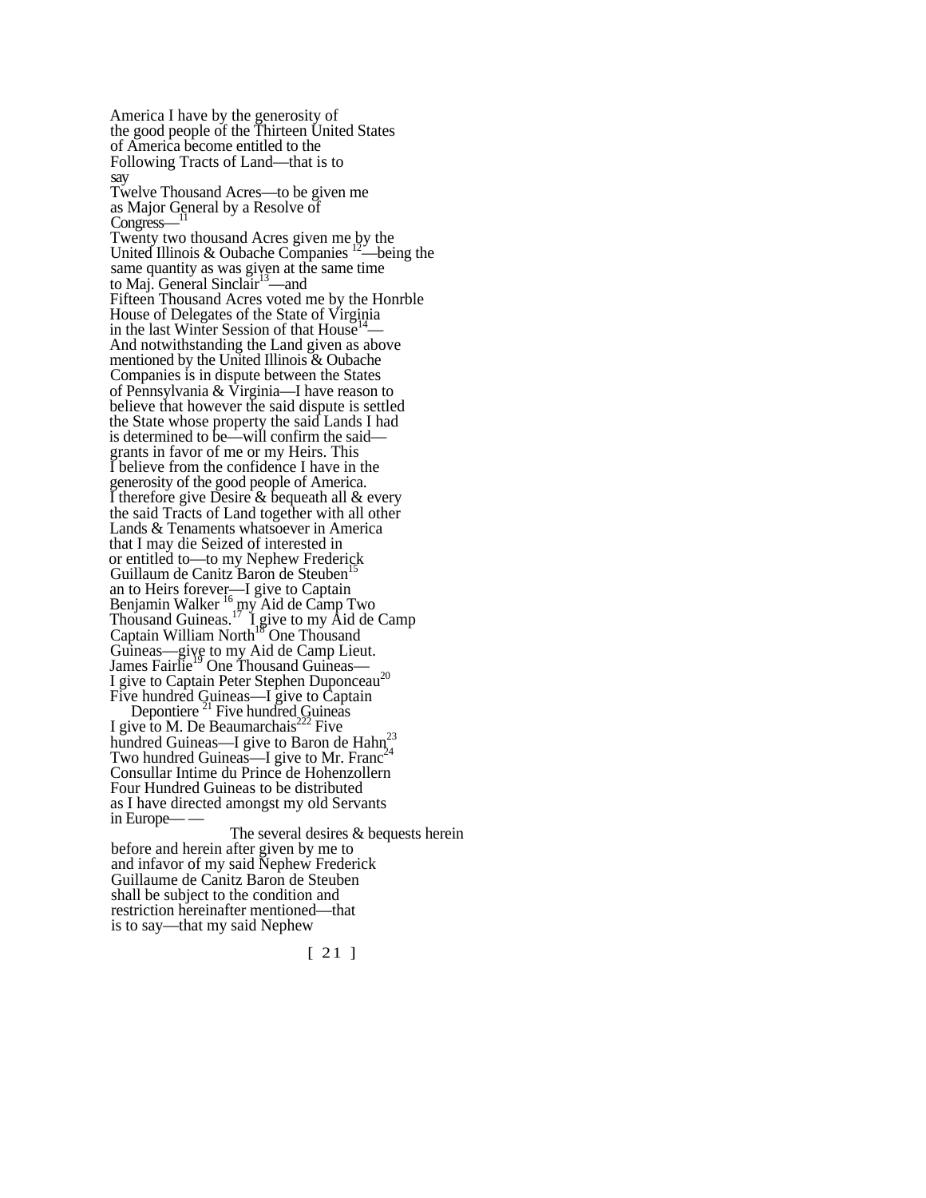America I have by the generosity of
the good people of the Thirteen United States
of America become entitled to the
Following Tracts of Land—that is to
say
Twelve Thousand Acres—to be given me
as Major General by a Resolve of
Congress—[11]
Twenty two thousand Acres given me by the
United Illinois & Oubache Companies [12]—being the
same quantity as was given at the same time
to Maj. General Sinclair[13]—and
Fifteen Thousand Acres voted me by the Honrble
House of Delegates of the State of Virginia
in the last Winter Session of that House[14]—
And notwithstanding the Land given as above
mentioned by the United Illinois & Oubache
Companies is in dispute between the States
of Pennsylvania & Virginia—I have reason to
believe that however the said dispute is settled
the State whose property the said Lands I had
is determined to be—will confirm the said—
grants in favor of me or my Heirs. This
I believe from the confidence I have in the
generosity of the good people of America.
I therefore give Desire & bequeath all & every
the said Tracts of Land together with all other
Lands & Tenaments whatsoever in America
that I may die Seized of interested in
or entitled to—to my Nephew Frederick
Guillaum de Canitz Baron de Steuben[15]
an to Heirs forever—I give to Captain
Benjamin Walker [16] my Aid de Camp Two
Thousand Guineas.[17] I give to my Aid de Camp
Captain William North[18] One Thousand
Guineas—give to my Aid de Camp Lieut.
James Fairlie[19] One Thousand Guineas—
I give to Captain Peter Stephen Duponceau[20]
Five hundred Guineas—I give to Captain
Depontiere [21] Five hundred Guineas
I give to M. De Beaumarchais[222] Five
hundred Guineas—I give to Baron de Hahn[23]
Two hundred Guineas—I give to Mr. Franc[24]
Consullar Intime du Prince de Hohenzollern
Four Hundred Guineas to be distributed
as I have directed amongst my old Servants
in Europe— —

The several desires & bequests herein
before and herein after given by me to
and infavor of my said Nephew Frederick
Guillaume de Canitz Baron de Steuben
shall be subject to the condition and
restriction hereinafter mentioned—that
is to say—that my said Nephew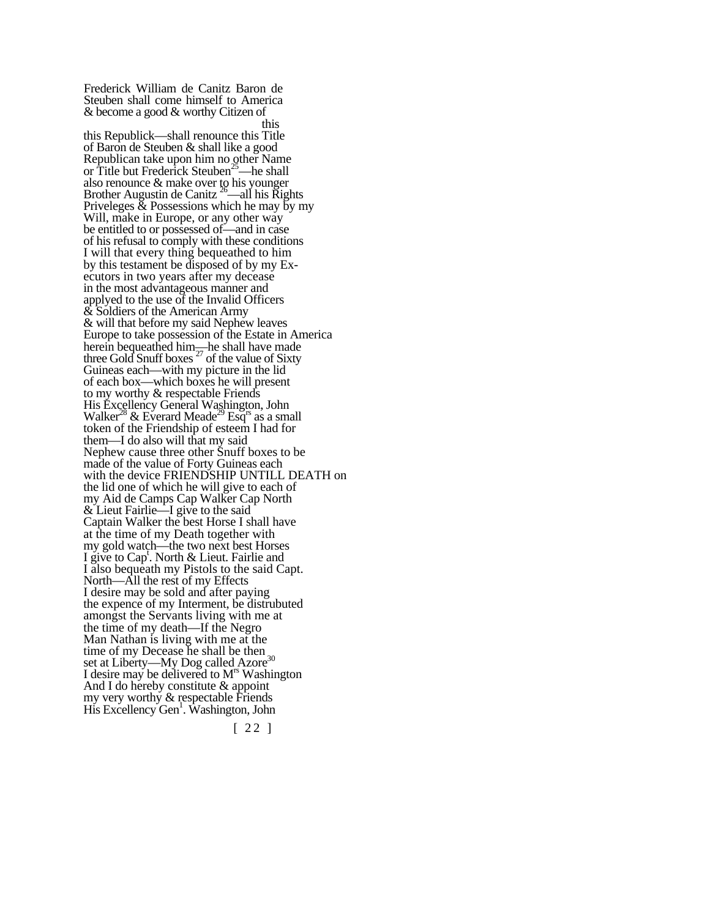Frederick William de Canitz Baron de Steuben shall come himself to America & become a good & worthy Citizen of

this

this Republick—shall renounce this Title of Baron de Steuben & shall like a good Republican take upon him no other Name or Title but Frederick Steuben[25]—he shall also renounce & make over to his younger Brother Augustin de Canitz [26]—all his Rights Priveleges & Possessions which he may by my Will, make in Europe, or any other way be entitled to or possessed of—and in case of his refusal to comply with these conditions I will that every thing bequeathed to him by this testament be disposed of by my Executors in two years after my decease in the most advantageous manner and applyed to the use of the Invalid Officers & Soldiers of the American Army & will that before my said Nephew leaves Europe to take possession of the Estate in America herein bequeathed him—he shall have made three Gold Snuff boxes [27] of the value of Sixty Guineas each—with my picture in the lid of each box—which boxes he will present to my worthy & respectable Friends His Excellency General Washington, John Walker[28] & Everard Meade[29] Esq[rs] as a small token of the Friendship of esteem I had for them—I do also will that my said Nephew cause three other Snuff boxes to be made of the value of Forty Guineas each with the device FRIENDSHIP UNTILL DEATH on the lid one of which he will give to each of my Aid de Camps Cap Walker Cap North & Lieut Fairlie—I give to the said Captain Walker the best Horse I shall have at the time of my Death together with my gold watch—the two next best Horses I give to Cap[t]. North & Lieut. Fairlie and I also bequeath my Pistols to the said Capt. North—All the rest of my Effects I desire may be sold and after paying the expence of my Interment, be distrubuted amongst the Servants living with me at the time of my death—If the Negro Man Nathan is living with me at the time of my Decease he shall be then set at Liberty—My Dog called Azore[30] I desire may be delivered to M[rs] Washington And I do hereby constitute & appoint my very worthy & respectable Friends His Excellency Gen[l]. Washington, John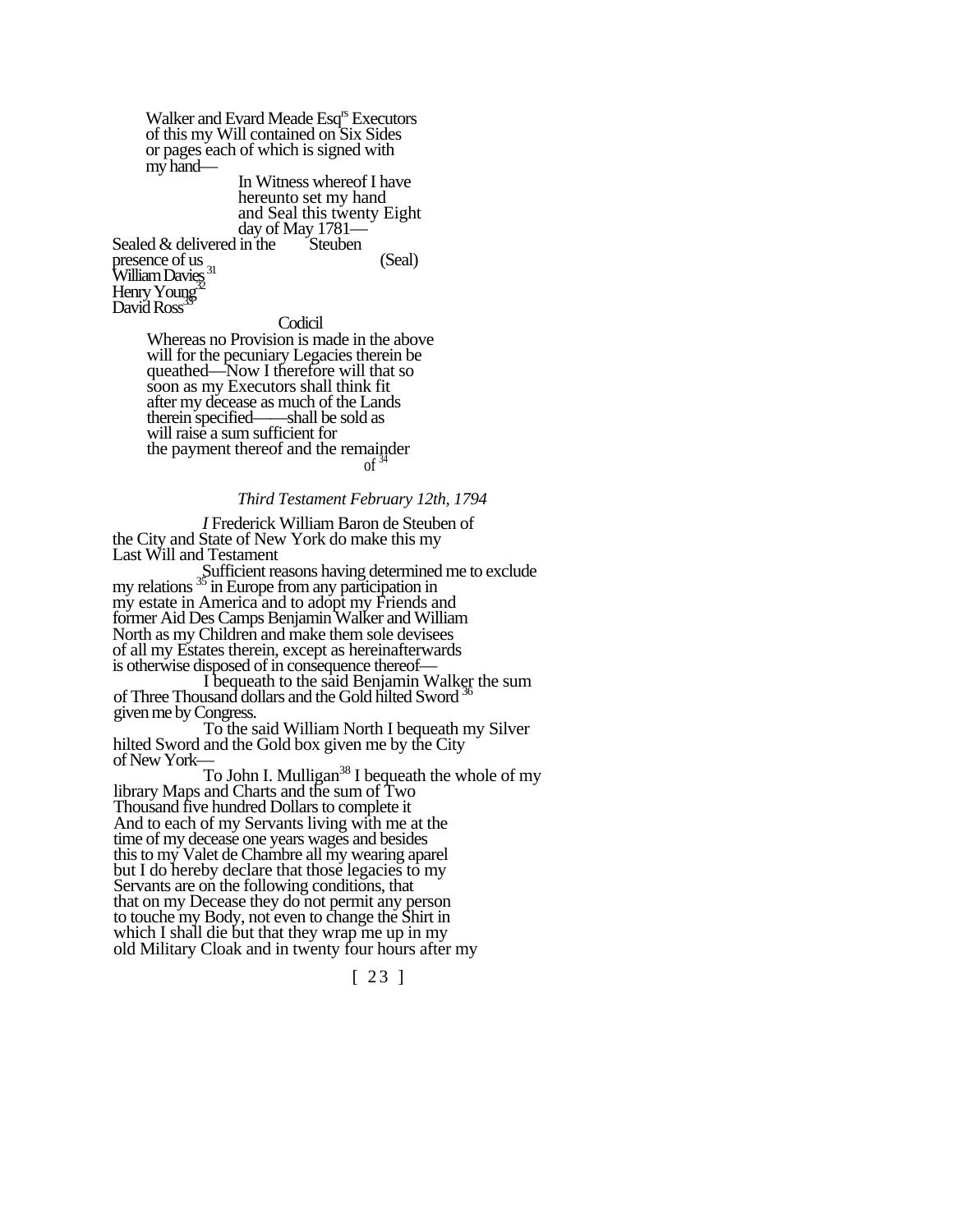Walker and Evard Meade Esq^rs Executors
of this my Will contained on Six Sides
or pages each of which is signed with
my hand—

In Witness whereof I have
hereunto set my hand
and Seal this twenty Eight
day of May 1781—

Sealed & delivered in the presence of us
William Davies [31]
Henry Young [32]
David Ross [33]

Steuben (Seal)

Codicil

Whereas no Provision is made in the above
will for the pecuniary Legacies therein be
queathed—Now I therefore will that so
soon as my Executors shall think fit
after my decease as much of the Lands
therein specified——shall be sold as
will raise a sum sufficient for
the payment thereof and the remainder
of [34]

*Third Testament February 12th, 1794*

*I* Frederick William Baron de Steuben of
the City and State of New York do make this my
Last Will and Testament

Sufficient reasons having determined me to exclude
my relations [35] in Europe from any participation in
my estate in America and to adopt my Friends and
former Aid Des Camps Benjamin Walker and William
North as my Children and make them sole devisees
of all my Estates therein, except as hereinafterwards
is otherwise disposed of in consequence thereof—

I bequeath to the said Benjamin Walker the sum
of Three Thousand dollars and the Gold hilted Sword [36]
given me by Congress.

To the said William North I bequeath my Silver
hilted Sword and the Gold box given me by the City
of New York—

To John I. Mulligan[38] I bequeath the whole of my
library Maps and Charts and the sum of Two
Thousand five hundred Dollars to complete it
And to each of my Servants living with me at the
time of my decease one years wages and besides
this to my Valet de Chambre all my wearing aparel
but I do hereby declare that those legacies to my
Servants are on the following conditions, that
that on my Decease they do not permit any person
to touche my Body, not even to change the Shirt in
which I shall die but that they wrap me up in my
old Military Cloak and in twenty four hours after my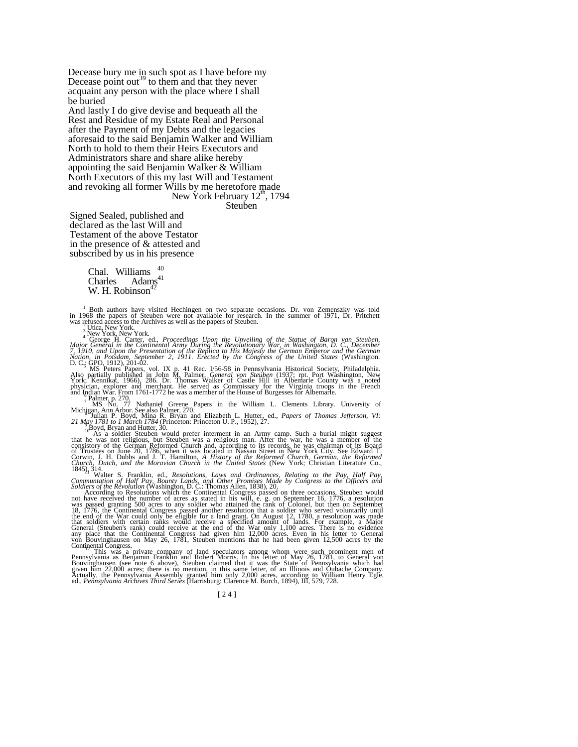Decease bury me in such spot as I have before my Decease point out[39] to them and that they never acquaint any person with the place where I shall be buried

And lastly I do give devise and bequeath all the Rest and Residue of my Estate Real and Personal after the Payment of my Debts and the legacies aforesaid to the said Benjamin Walker and William North to hold to them their Heirs Executors and Administrators share and share alike hereby appointing the said Benjamin Walker & William North Executors of this my last Will and Testament and revoking all former Wills by me heretofore made

New York February 12th, 1794

Steuben

Signed Sealed, published and declared as the last Will and Testament of the above Testator in the presence of & attested and subscribed by us in his presence

Chal. Williams[40]
Charles Adams[41]
W. H. Robinson[42]

---

[1] Both authors have visited Hechingen on two separate occasions. Dr. von Zemenszky was told in 1968 the papers of Steuben were not available for research. In the summer of 1971, Dr. Pritchett was refused access to the Archives as well as the papers of Steuben.

[2] Utica, New York.

[3] New York, New York.

[4] George H. Carter, ed., *Proceedings Upon the Unveiling of the Statue of Baron van Steuben, Major General in the Continental Army During the Revolutionary War, in Washington, D. C., December 7, 1910, and Upon the Presentation of the Replica to His Majesty the German Emperor and the German Nation, in Potsdam, September 2, 1911. Erected by the Congress of the United States* (Washington. D. C.: GPO, 1912), 201-02.

[5] MS Peters Papers, vol. IX p. 41 Rec. I/56-58 in Pennsylvania Historical Society, Philadelphia. Also partially published in John M. Palmer, *General von Steuben* (1937; rpt. Port Washington, New York; Kennikat, 1966), 286. Dr. Thomas Walker of Castle Hill in Albemarle County was a noted physician, explorer and merchant. He served as Commissary for the Virginia troops in the French and Indian War. From 1761-1772 he was a member of the House of Burgesses for Albemarle.

[6] Palmer, p. 270.

[7] MS No. 77 Nathaniel Greene Papers in the William L. Clements Library. University of Michigan, Ann Arbor. See also Palmer, 270.

[8] Julian P. Boyd, Mina R. Bryan and Elizabeth L. Hutter, ed., *Papers of Thomas Jefferson, VI: 21 May 1781 to 1 March 1784* (Princeton: Princeton U. P., 1952), 27.

[9] Boyd, Bryan and Hutter, 30.

[10] As a soldier Steuben would prefer interment in an Army camp. Such a burial might suggest that he was not religious, but Steuben was a religious man. After the war, he was a member of the consistory of the German Reformed Church and, according to its records, he was chairman of its Board of Trustees on June 20, 1786, when it was located in Nassau Street in New York City. See Edward T. Corwin, J. H. Dubbs and J. T. Hamilton, *A History of the Reformed Church, German, the Reformed Church, Dutch, and the Moravian Church in the United States* (New York; Christian Literature Co., 1845), 314.

[11] Walter S. Franklin, ed., *Resolutions, Laws and Ordinances, Relating to the Pay, Half Pay, Communtation of Half Pay, Bounty Lands, and Other Promises Made by Congress to the Officers and Soldiers of the Revolution* (Washington, D. C.: Thomas Allen, 1838), 20.

According to Resolutions which the Continental Congress passed on three occasions, Steuben would not have received the number of acres as stated in his will, e. g. on September 16, 1776, a resolution was passed granting 500 acres to any soldier who attained the rank of Colonel, but then on September 18, 1776, the Continental Congress passed another resolution that a soldier who served voluntarily until the end of the War could only be eligible for a land grant. On August 12, 1780, a resolution was made that soldiers with certain ranks would receive a specified amount of lands. For example, a Major General (Steuben's rank) could receive at the end of the War only 1,100 acres. There is no evidence any place that the Continental Congress had given him 12,000 acres. Even in his letter to General von Bouvinghausen on May 26, 1781, Steuben mentions that he had been given 12,500 acres by the Continental Congress.

[12] This was a private company of land speculators among whom were such prominent men of Pennsylvania as Benjamin Franklin and Robert Morris. In his letter of May 26, 1781, to General von Bouvinghausen (see note 6 above), Steuben claimed that it was the State of Pennsylvania which had given him 22,000 acres; there is no mention, in this same letter, of an Illinois and Oubache Company. Actually, the Pennsylvania Assembly granted him only 2,000 acres, according to William Henry Egle, ed., *Pennsylvania Archives Third Series* (Harrisburg: Clarence M. Burch, 1894), III, 579, 728.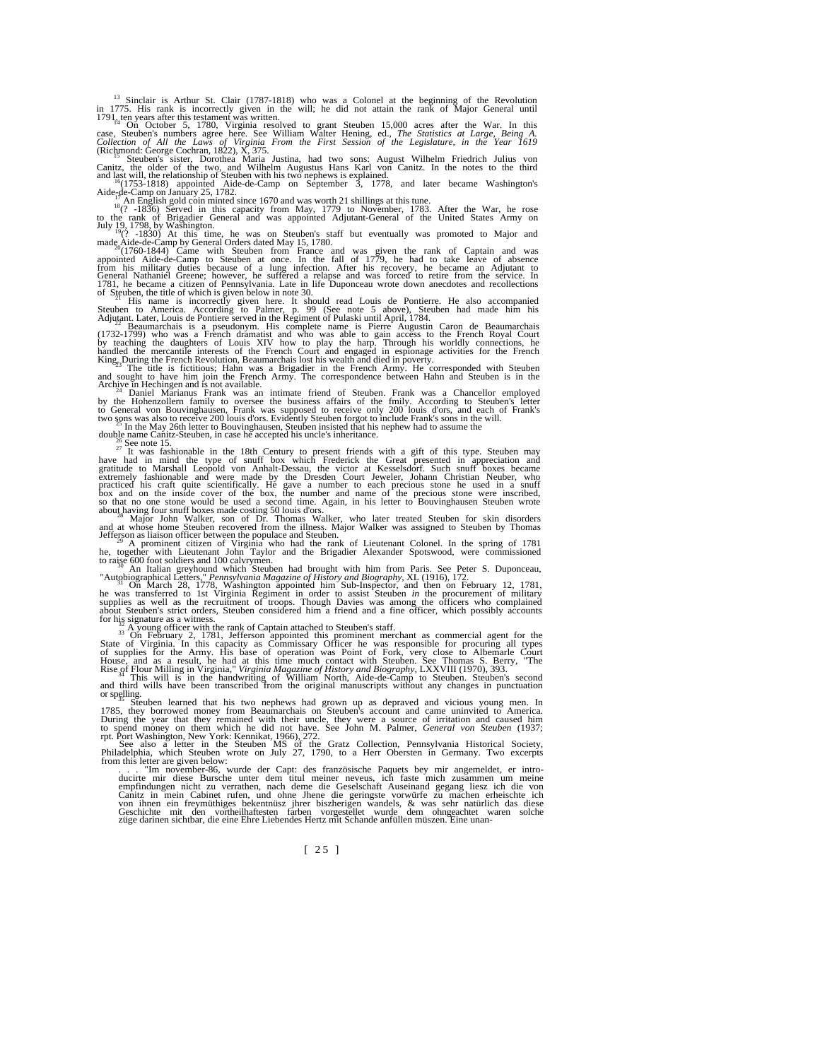[13] Sinclair is Arthur St. Clair (1787-1818) who was a Colonel at the beginning of the Revolution in 1775. His rank is incorrectly given in the will; he did not attain the rank of Major General until 1791, ten years after this testament was written.

[14] On October 5, 1780, Virginia resolved to grant Steuben 15,000 acres after the War. In this case, Steuben's numbers agree here. See William Walter Hening, ed., *The Statistics at Large, Being A. Collection of All the Laws of Virginia From the First Session of the Legislature, in the Year 1619* (Richmond: George Cochran, 1822), X, 375.

[15] Steuben's sister, Dorothea Maria Justina, had two sons: August Wilhelm Friedrich Julius von Canitz, the older of the two, and Wilhelm Augustus Hans Karl von Canitz. In the notes to the third and last will, the relationship of Steuben with his two nephews is explained.

[16](1753-1818) appointed Aide-de-Camp on September 3, 1778, and later became Washington's Aide-de-Camp on January 25, 1782.

[17] An English gold coin minted since 1670 and was worth 21 shillings at this tune.

[18](? -1836) Served in this capacity from May, 1779 to November, 1783. After the War, he rose to the rank of Brigadier General and was appointed Adjutant-General of the United States Army on July 19, 1798, by Washington.

[19](? -1830) At this time, he was on Steuben's staff but eventually was promoted to Major and made Aide-de-Camp by General Orders dated May 15, 1780.

[20](1760-1844) Came with Steuben from France and was given the rank of Captain and was appointed Aide-de-Camp to Steuben at once. In the fall of 1779, he had to take leave of absence from his military duties because of a lung infection. After his recovery, he became an Adjutant to General Nathaniel Greene; however, he suffered a relapse and was forced to retire from the service. In 1781, he became a citizen of Pennsylvania. Late in life Duponceau wrote down anecdotes and recollections of Steuben, the title of which is given below in note 30.

[21] His name is incorrectly given here. It should read Louis de Pontierre. He also accompanied Steuben to America. According to Palmer, p. 99 (See note 5 above), Steuben had made him his Adjutant. Later, Louis de Pontiere served in the Regiment of Pulaski until April, 1784.

[22] Beaumarchais is a pseudonym. His complete name is Pierre Augustin Caron de Beaumarchais (1732-1799) who was a French dramatist and who was able to gain access to the French Royal Court by teaching the daughters of Louis XIV how to play the harp. Through his worldly connections, he handled the mercantile interests of the French Court and engaged in espionage activities for the French King. During the French Revolution, Beaumarchais lost his wealth and died in poverty.

[23] The title is fictitious; Hahn was a Brigadier in the French Army. He corresponded with Steuben and sought to have him join the French Army. The correspondence between Hahn and Steuben is in the Archive in Hechingen and is not available.

[24] Daniel Marianus Frank was an intimate friend of Steuben. Frank was a Chancellor employed by the Hohenzollern family to oversee the business affairs of the fmily. According to Steuben's letter to General von Bouvinghausen, Frank was supposed to receive only 200 louis d'ors, and each of Frank's two sons was also to receive 200 louis d'ors. Evidently Steuben forgot to include Frank's sons in the will.

[25] In the May 26th letter to Bouvinghausen, Steuben insisted that his nephew had to assume the double name Canitz-Steuben, in case he accepted his uncle's inheritance.

[26] See note 15.

[27] It was fashionable in the 18th Century to present friends with a gift of this type. Steuben may have had in mind the type of snuff box which Frederick the Great presented in appreciation and gratitude to Marshall Leopold von Anhalt-Dessau, the victor at Kesselsdorf. Such snuff boxes became extremely fashionable and were made by the Dresden Court Jeweler, Johann Christian Neuber, who practiced his craft quite scientifically. He gave a number to each precious stone he used in a snuff box and on the inside cover of the box, the number and name of the precious stone were inscribed, so that no one stone would be used a second time. Again, in his letter to Bouvinghausen Steuben wrote about having four snuff boxes made costing 50 louis d'ors.

[28] Major John Walker, son of Dr. Thomas Walker, who later treated Steuben for skin disorders and at whose home Steuben recovered from the illness. Major Walker was assigned to Steuben by Thomas Jefferson as liaison officer between the populace and Steuben.

[29] A prominent citizen of Virginia who had the rank of Lieutenant Colonel. In the spring of 1781 he, together with Lieutenant John Taylor and the Brigadier Alexander Spotswood, were commissioned to raise 600 foot soldiers and 100 calvrymen.

[30] An Italian greyhound which Steuben had brought with him from Paris. See Peter S. Duponceau, "Autobiographical Letters," *Pennsylvania Magazine of History and Biography*, XL (1916), 172.

[31] On March 28, 1778, Washington appointed him Sub-Inspector, and then on February 12, 1781, he was transferred to 1st Virginia Regiment in order to assist Steuben *in* the procurement of military supplies as well as the recruitment of troops. Though Davies was among the officers who complained about Steuben's strict orders, Steuben considered him a friend and a fine officer, which possibly accounts for his signature as a witness.

[32] A young officer with the rank of Captain attached to Steuben's staff.

[33] On February 2, 1781, Jefferson appointed this prominent merchant as commercial agent for the State of Virginia. In this capacity as Commissary Officer he was responsible for procuring all types of supplies for the Army. His base of operation was Point of Fork, very close to Albemarle Court House, and as a result, he had at this time much contact with Steuben. See Thomas S. Berry, "The Rise of Flour Milling in Virginia," *Virginia Magazine of History and Biography*, LXXVIII (1970), 393.

[34] This will is in the handwriting of William North, Aide-de-Camp to Steuben. Steuben's second and third wills have been transcribed from the original manuscripts without any changes in punctuation or spelling.

[35] Steuben learned that his two nephews had grown up as depraved and vicious young men. In 1785, they borrowed money from Beaumarchais on Steuben's account and came uninvited to America. During the year that they remained with their uncle, they were a source of irritation and caused him to spend money on them which he did not have. See John M. Palmer, *General von Steuben* (1937; rpt. Port Washington, New York: Kennikat, 1966), 272.

See also a letter in the Steuben MS of the Gratz Collection, Pennsylvania Historical Society, Philadelphia, which Steuben wrote on July 27, 1790, to a Herr Obersten in Germany. Two excerpts from this letter are given below:

> . . . "Im november-86, wurde der Capt: des französische Paquets bey mir angemeldet, er introducirte mir diese Bursche unter dem titul meiner neveus, ich faste mich zusammen um meine empfindungen nicht zu verrathen, nach deme die Geselschaft Auseinand gegang liesz ich die von Canitz in mein Cabinet rufen, und ohne Jhene die geringste vorwürfe zu machen erheischte ich von ihnen ein freymüthiges bekentnüsz jhrer biszherigen wandels, & was sehr natürlich das diese Geschichte mit den vortheilhaftesten farben vorgestellet wurde dem ohngeachtet waren solche züge darinen sichtbar, die eine Ehre Liebendes Hertz mit Schande anfüllen müszen. Eine unan-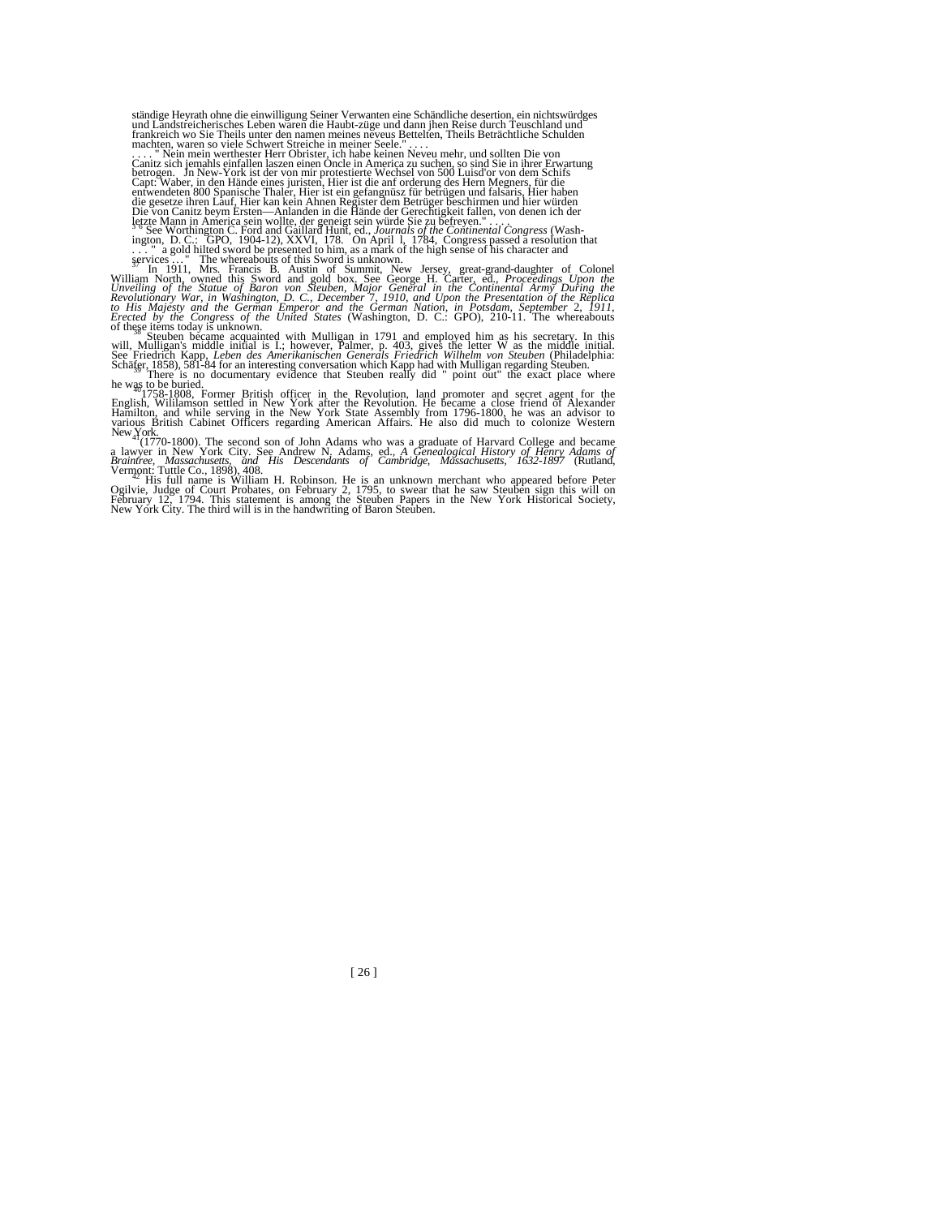ständige Heyrath ohne die einwilligung Seiner Verwanten eine Schändliche desertion, ein nichtswürdges und Landstreicherisches Leben waren die Haubt-züge und dann jhen Reise durch Teuschland und frankreich wo Sie Theils unter den namen meines neveus Bettelten, Theils Beträchtliche Schulden machten, waren so viele Schwert Streiche in meiner Seele." . . . .

. . . . " Nein mein werthester Herr Obrister, ich habe keinen Neveu mehr, und sollten Die von Canitz sich jemahls einfallen laszen einen Oncle in America zu suchen, so sind Sie in ihrer Erwartung betrogen. Jn New-York ist der von mir protestierte Wechsel von 500 Luisd'or von dem Schifs Capt: Waber, in den Hände eines juristen, Hier ist die auf orderung des Hern Megners, für die entwendeten 800 Spanische Thaler, Hier ist ein gefangnüsz für betrügen und falsaris, Hier haben die gesetze ihren Lauf, Hier kan kein Ahnen Register dem Betrüger beschirmen und hier würden Die von Canitz beym Ersten—Anlanden in die Hände der Gerechtigkeit fallen, von denen ich der letzte Mann in America sein wollte, der geneigt sein würde Sie zu befreyen." . . . .

[36] See Worthington C. Ford and Gaillard Hunt, ed., *Journals of the Continental Congress* (Washington, D. C.: GPO, 1904-12), XXVI, 178. On April 1, 1784, Congress passed a resolution that . . . " a gold hilted sword be presented to him, as a mark of the high sense of his character and services . . ." The whereabouts of this Sword is unknown.

[37] In 1911, Mrs. Francis B. Austin of Summit, New Jersey, great-grand-daughter of Colonel William North, owned this Sword and gold box. See George H. Carter, ed., *Proceedings Upon the Unveiling of the Statue of Baron von Steuben, Major General in the Continental Army During the Revolutionary War, in Washington, D. C., December 7, 1910, and Upon the Presentation of the Replica to His Majesty and the German Emperor and the German Nation, in Potsdam, September 2, 1911, Erected by the Congress of the United States* (Washington, D. C.: GPO), 210-11. The whereabouts of these items today is unknown.

[38] Steuben became acquainted with Mulligan in 1791 and employed him as his secretary. In this will, Mulligan's middle initial is I.; however, Palmer, p. 403, gives the letter W as the middle initial. See Friedrich Kapp, *Leben des Amerikanischen Generals Friedrich Wilhelm von Steuben* (Philadelphia: Schäfer, 1858), 581-84 for an interesting conversation which Kapp had with Mulligan regarding Steuben.

[39] There is no documentary evidence that Steuben really did " point out" the exact place where he was to be buried.

[40] 1758-1808, Former British officer in the Revolution, land promoter and secret agent for the English, Wililamson settled in New York after the Revolution. He became a close friend of Alexander Hamilton, and while serving in the New York State Assembly from 1796-1800, he was an advisor to various British Cabinet Officers regarding American Affairs. He also did much to colonize Western New York.

[41] (1770-1800). The second son of John Adams who was a graduate of Harvard College and became a lawyer in New York City. See Andrew N. Adams, ed., *A Genealogical History of Henry Adams of Braintree, Massachusetts, and His Descendants of Cambridge, Massachusetts, 1632-1897* (Rutland, Vermont: Tuttle Co., 1898), 408.

[42] His full name is William H. Robinson. He is an unknown merchant who appeared before Peter Ogilvie, Judge of Court Probates, on February 2, 1795, to swear that he saw Steuben sign this will on February 12, 1794. This statement is among the Steuben Papers in the New York Historical Society, New York City. The third will is in the handwriting of Baron Steuben.